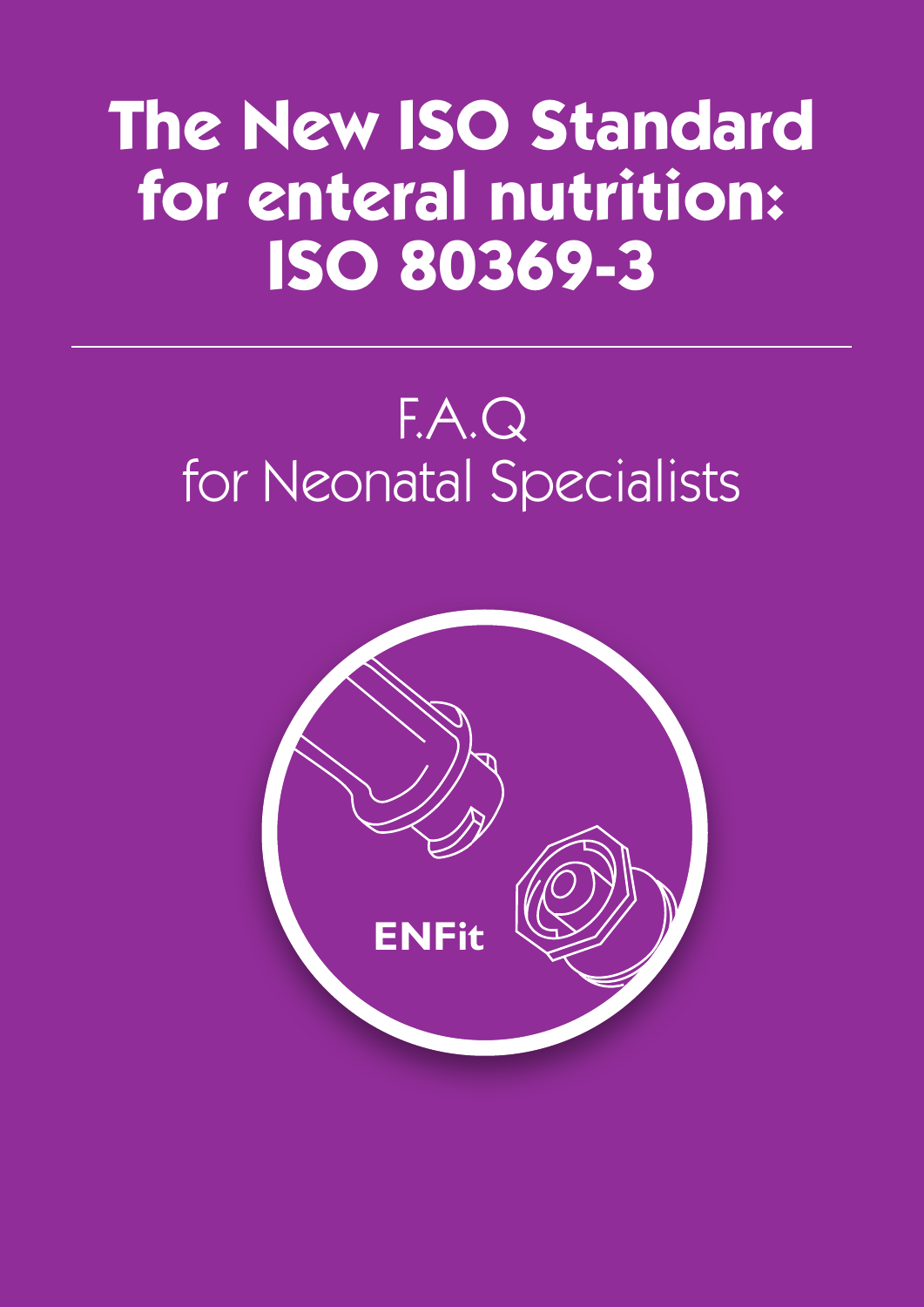# The New ISO Standard for enteral nutrition: ISO 80369-3

---

## F.A.Q for Neonatal Specialists

ENFit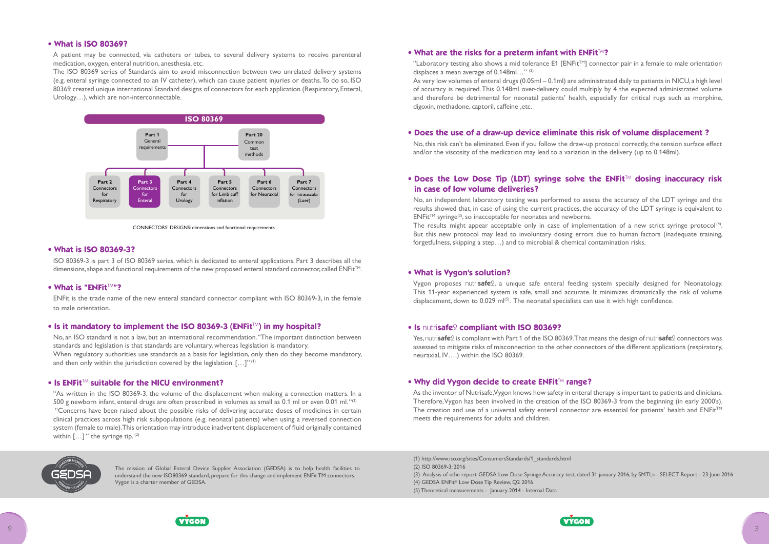## • What is ISO 80369?

A patient may be connected, via catheters or tubes, to several delivery systems to receive parenteral medication, oxygen, enteral nutrition, anesthesia, etc.

The ISO 80369 series of Standards aim to avoid misconnection between two unrelated delivery systems (e.g. enteral syringe connected to an IV catheter), which can cause patient injuries or deaths. To do so, ISO 80369 created unique international Standard designs of connectors for each application (Respiratory, Enteral, Urology…), which are non-interconnectable.

**ISO 80369**

- **Part 1** General requirements
- **Part 20** Common test methods

- **Part 2** Connectors for Respiratory
- **Part 3** Connectors for Enteral
- **Part 4** Connectors for Urology
- **Part 5** Connectors for Limb cuff inflation
- **Part 6** Connectors for Neuraxial
- **Part 7** Connectors for Intravascular (Luer)

CONNECTORS' DESIGNS: dimensions and functional requirements

## • What is ISO 80369-3?

ISO 80369-3 is part 3 of ISO 80369 series, which is dedicated to enteral applications. Part 3 describes all the dimensions, shape and functional requirements of the new proposed enteral standard connector, called ENFit™.

## • What is "ENFit™"?

ENFit is the trade name of the new enteral standard connector compliant with ISO 80369-3, in the female to male orientation.

## • Is it mandatory to implement the ISO 80369-3 (ENFit™) in my hospital?

No, an ISO standard is not a law, but an international recommendation. "The important distinction between standards and legislation is that standards are voluntary, whereas legislation is mandatory.
When regulatory authorities use standards as a basis for legislation, only then do they become mandatory, and then only within the jurisdiction covered by the legislation. […]" [1]

## • Is ENFit™ suitable for the NICU environment?

"As written in the ISO 80369-3, the volume of the displacement when making a connection matters. In a 500 g newborn infant, enteral drugs are often prescribed in volumes as small as 0.1 ml or even 0.01 ml."[2]
"Concerns have been raised about the possible risks of delivering accurate doses of medicines in certain clinical practices across high risk subpopulations (e.g. neonatal patients) when using a reversed connection system (female to male). This orientation may introduce inadvertent displacement of fluid originally contained within […]" the syringe tip. [2]

## • What are the risks for a preterm infant with ENFit™?

"Laboratory testing also shows a mid tolerance E1 [ENFit™] connector pair in a female to male orientation displaces a mean average of 0.148ml…" [2]
As very low volumes of enteral drugs (0.05ml – 0.1ml) are administrated daily to patients in NICU, a high level of accuracy is required. This 0.148ml over-delivery could multiply by 4 the expected administrated volume and therefore be detrimental for neonatal patients' health, especially for critical rugs such as morphine, digoxin, methadone, captoril, caffeine ,etc.

## • Does the use of a draw-up device eliminate this risk of volume displacement ?

No, this risk can't be eliminated. Even if you follow the draw-up protocol correctly, the tension surface effect and/or the viscosity of the medication may lead to a variation in the delivery (up to 0.148ml).

## • Does the Low Dose Tip (LDT) syringe solve the ENFit™ dosing inaccuracy risk in case of low volume deliveries?

No, an independent laboratory testing was performed to assess the accuracy of the LDT syringe and the results showed that, in case of using the current practices, the accuracy of the LDT syringe is equivalent to ENFit™ syringe[3], so inacceptable for neonates and newborns.
The results might appear acceptable only in case of implementation of a new strict syringe protocol[4]. But this new protocol may lead to involuntary dosing errors due to human factors (inadequate training, forgetfulness, skipping a step…) and to microbial & chemical contamination risks.

## • What is Vygon's solution?

Vygon proposes nutri**safe**2, a unique safe enteral feeding system specially designed for Neonatology. This 11-year experienced system is safe, small and accurate. It minimizes dramatically the risk of volume displacement, down to 0.029 ml[5]. The neonatal specialists can use it with high confidence.

## • Is nutrisafe2 compliant with ISO 80369?

Yes, nutri**safe**2 is compliant with Part 1 of the ISO 80369. That means the design of nutri**safe**2 connectors was assessed to mitigate risks of misconnection to the other connectors of the different applications (respiratory, neuraxial, IV….) within the ISO 80369.

## • Why did Vygon decide to create ENFit™ range?

As the inventor of Nutrisafe, Vygon knows how safety in enteral therapy is important to patients and clinicians. Therefore, Vygon has been involved in the creation of the ISO 80369-3 from the beginning (in early 2000's). The creation and use of a universal safety enteral connector are essential for patients' health and ENFit™ meets the requirements for adults and children.

The mission of Global Enteral Device Supplier Association (GEDSA) is to help health facilities to understand the new ISO80369 standard, prepare for this change and implement ENFit TM connectors. Vygon is a charter member of GEDSA.

(1) http://www.iso.org/sites/ConsumersStandards/1_standards.html
(2) ISO 80369-3: 2016
(3) Analysis of «the report GEDSA Low Dose Syringe Accuracy test, dated 31 january 2016, by SMTL» - SELECT Report - 23 June 2016
(4) GEDSA ENFit® Low Dose Tip Review, Q2 2016
(5) Theoretical measurements - January 2014 - Internal Data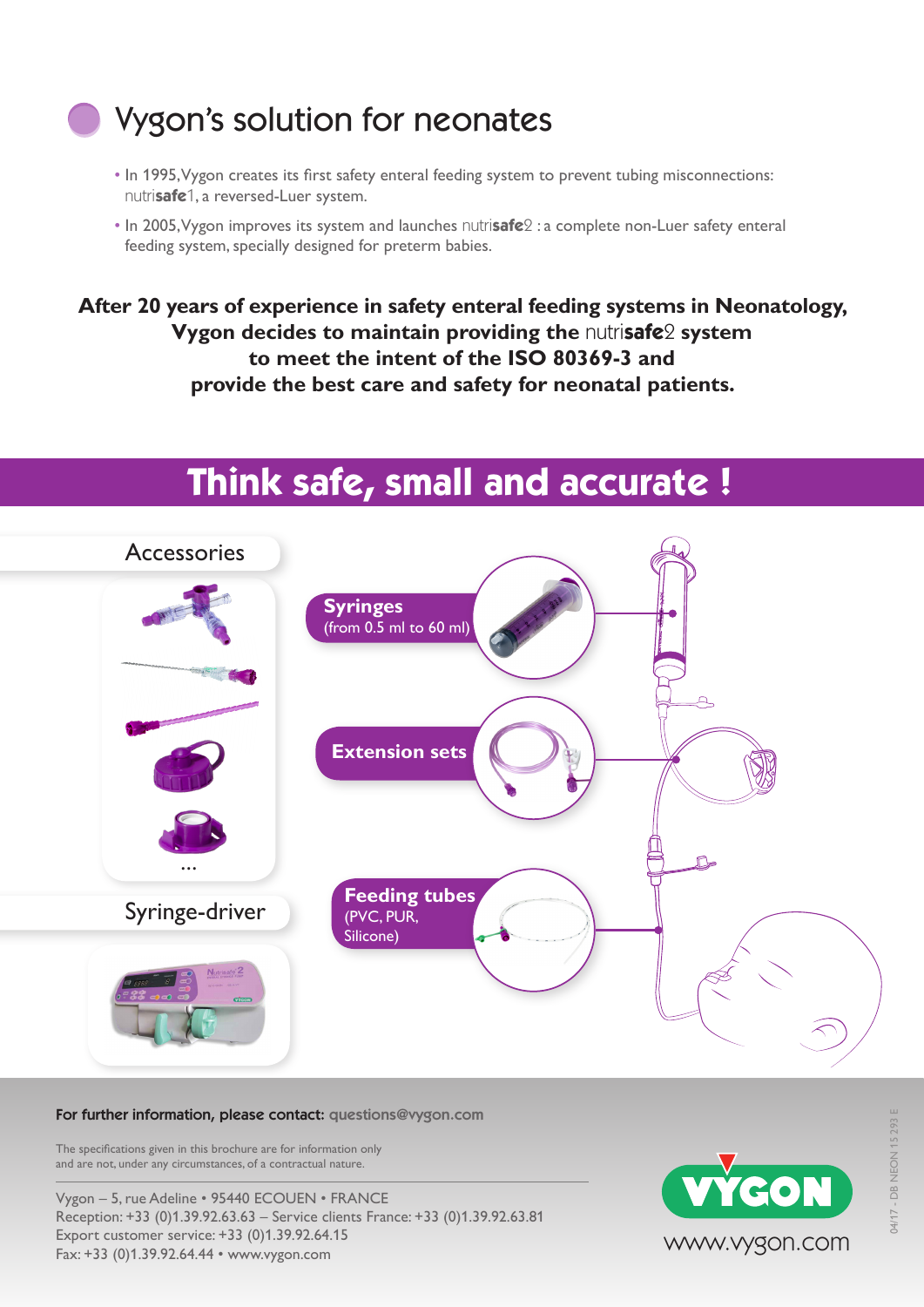# Vygon's solution for neonates

- In 1995, Vygon creates its first safety enteral feeding system to prevent tubing misconnections: nutri**safe**1, a reversed-Luer system.
- In 2005, Vygon improves its system and launches nutri**safe**2 : a complete non-Luer safety enteral feeding system, specially designed for preterm babies.

**After 20 years of experience in safety enteral feeding systems in Neonatology, Vygon decides to maintain providing the nutrisafe2 system to meet the intent of the ISO 80369-3 and provide the best care and safety for neonatal patients.**

## Think safe, small and accurate !

Accessories

...

Syringe-driver

**Syringes**
(from 0.5 ml to 60 ml)

**Extension sets**

**Feeding tubes**
(PVC, PUR, Silicone)

**For further information, please contact:** questions@vygon.com

The specifications given in this brochure are for information only and are not, under any circumstances, of a contractual nature.

Vygon – 5, rue Adeline • 95440 ECOUEN • FRANCE
Reception: +33 (0)1.39.92.63.63 – Service clients France: +33 (0)1.39.92.63.81
Export customer service: +33 (0)1.39.92.64.15
Fax: +33 (0)1.39.92.64.44 • www.vygon.com

VYGON
www.vygon.com

04/17 - DB NEON 15 293 E